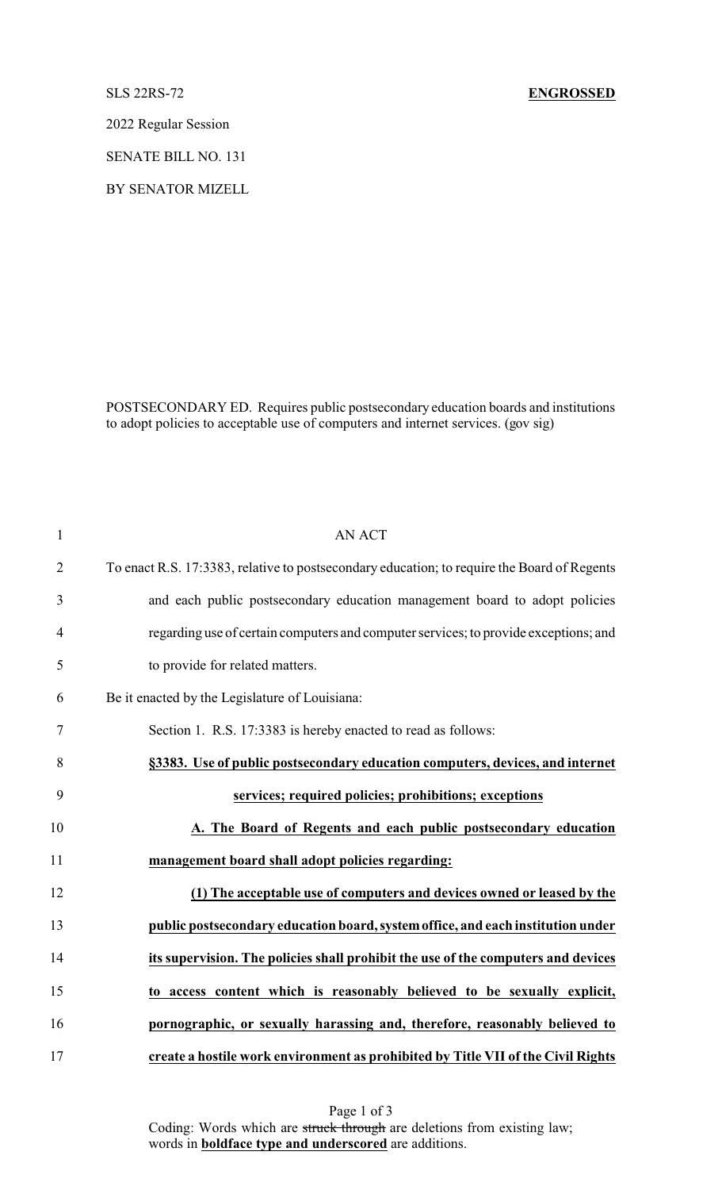SLS 22RS-72 **ENGROSSED**

2022 Regular Session

SENATE BILL NO. 131

BY SENATOR MIZELL

POSTSECONDARY ED. Requires public postsecondary education boards and institutions to adopt policies to acceptable use of computers and internet services. (gov sig)

AN ACT

To enact R.S. 17:3383, relative to postsecondary education; to require the Board of Regents and each public postsecondary education management board to adopt policies regarding use of certain computers and computer services; to provide exceptions; and to provide for related matters.

Be it enacted by the Legislature of Louisiana:

Section 1. R.S. 17:3383 is hereby enacted to read as follows:

**§3383. Use of public postsecondary education computers, devices, and internet services; required policies; prohibitions; exceptions**

**A. The Board of Regents and each public postsecondary education management board shall adopt policies regarding:**

**(1) The acceptable use of computers and devices owned or leased by the public postsecondary education board, system office, and each institution under its supervision. The policies shall prohibit the use of the computers and devices to access content which is reasonably believed to be sexually explicit, pornographic, or sexually harassing and, therefore, reasonably believed to create a hostile work environment as prohibited by Title VII of the Civil Rights**

Coding: Words which are ~~struck through~~ are deletions from existing law; words in **boldface type and underscored** are additions.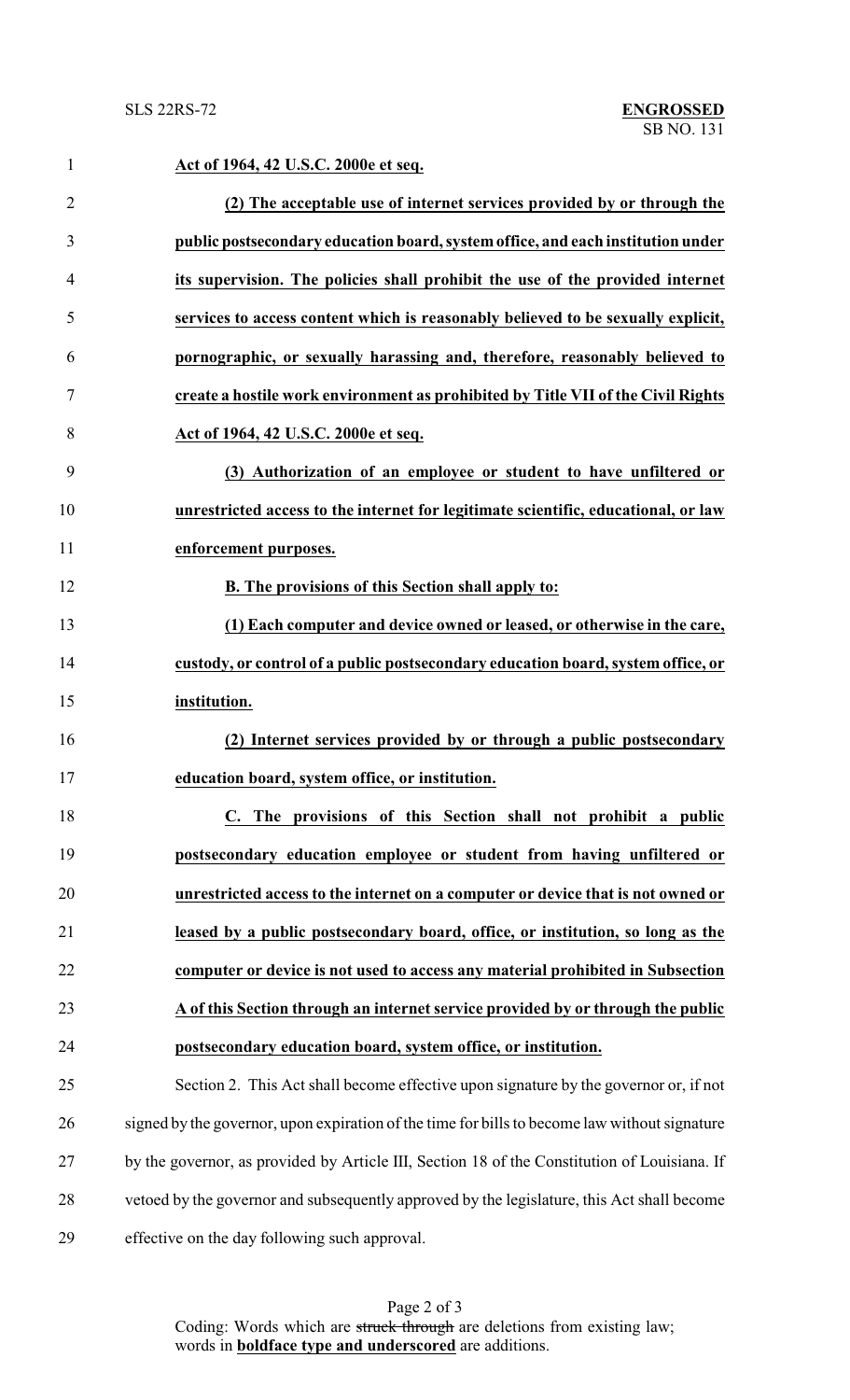**Act of 1964, 42 U.S.C. 2000e et seq.**

**(2) The acceptable use of internet services provided by or through the public postsecondary education board, system office, and each institution under its supervision. The policies shall prohibit the use of the provided internet services to access content which is reasonably believed to be sexually explicit, pornographic, or sexually harassing and, therefore, reasonably believed to create a hostile work environment as prohibited by Title VII of the Civil Rights Act of 1964, 42 U.S.C. 2000e et seq.**

**(3) Authorization of an employee or student to have unfiltered or unrestricted access to the internet for legitimate scientific, educational, or law enforcement purposes.**

**B. The provisions of this Section shall apply to:**

**(1) Each computer and device owned or leased, or otherwise in the care, custody, or control of a public postsecondary education board, system office, or institution.**

**(2) Internet services provided by or through a public postsecondary education board, system office, or institution.**

**C. The provisions of this Section shall not prohibit a public postsecondary education employee or student from having unfiltered or unrestricted access to the internet on a computer or device that is not owned or leased by a public postsecondary board, office, or institution, so long as the computer or device is not used to access any material prohibited in Subsection A of this Section through an internet service provided by or through the public postsecondary education board, system office, or institution.**

Section 2. This Act shall become effective upon signature by the governor or, if not signed by the governor, upon expiration of the time for bills to become law without signature by the governor, as provided by Article III, Section 18 of the Constitution of Louisiana. If vetoed by the governor and subsequently approved by the legislature, this Act shall become effective on the day following such approval.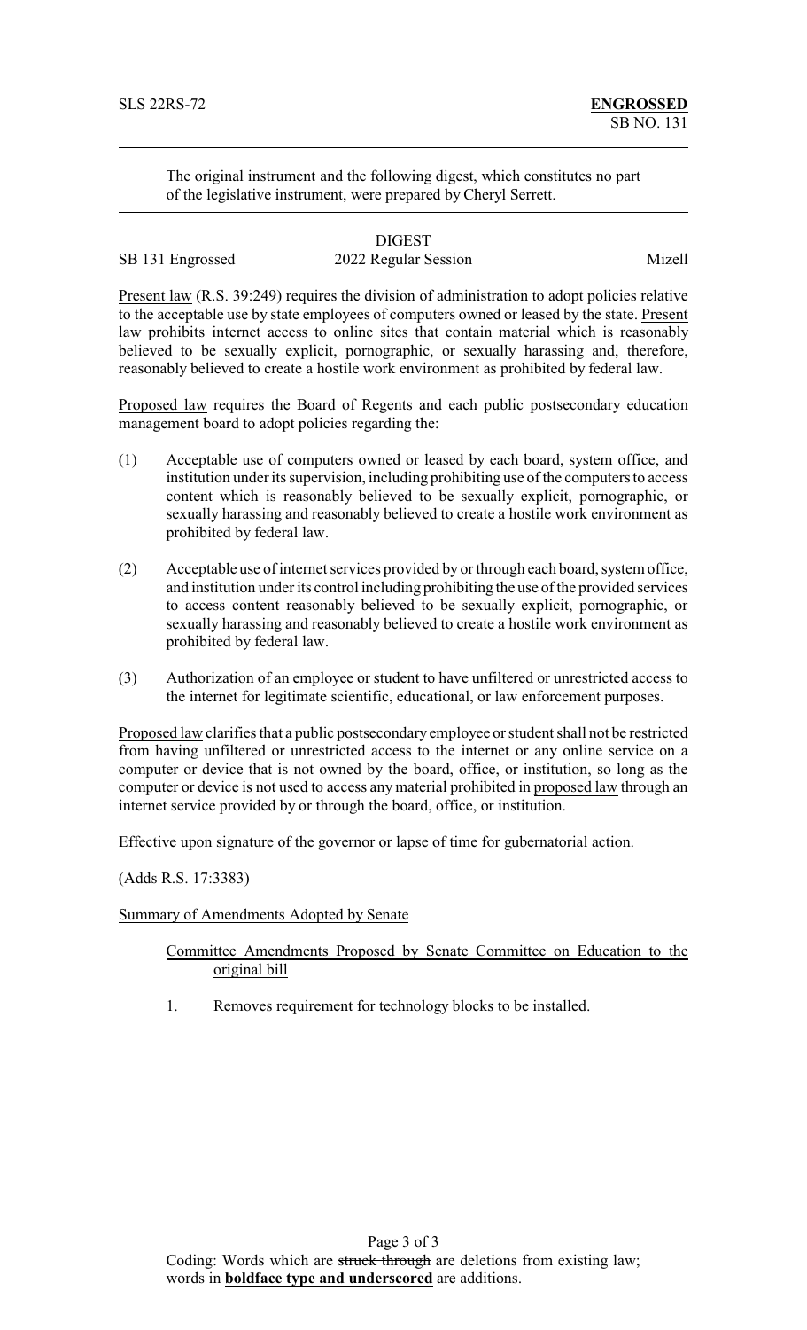SLS 22RS-72 **ENGROSSED**
SB NO. 131

The original instrument and the following digest, which constitutes no part of the legislative instrument, were prepared by Cheryl Serrett.

DIGEST

SB 131 Engrossed 2022 Regular Session Mizell

Present law (R.S. 39:249) requires the division of administration to adopt policies relative to the acceptable use by state employees of computers owned or leased by the state. Present law prohibits internet access to online sites that contain material which is reasonably believed to be sexually explicit, pornographic, or sexually harassing and, therefore, reasonably believed to create a hostile work environment as prohibited by federal law.

Proposed law requires the Board of Regents and each public postsecondary education management board to adopt policies regarding the:

(1) Acceptable use of computers owned or leased by each board, system office, and institution under its supervision, including prohibiting use of the computers to access content which is reasonably believed to be sexually explicit, pornographic, or sexually harassing and reasonably believed to create a hostile work environment as prohibited by federal law.

(2) Acceptable use of internet services provided by or through each board, system office, and institution under its control including prohibiting the use of the provided services to access content reasonably believed to be sexually explicit, pornographic, or sexually harassing and reasonably believed to create a hostile work environment as prohibited by federal law.

(3) Authorization of an employee or student to have unfiltered or unrestricted access to the internet for legitimate scientific, educational, or law enforcement purposes.

Proposed law clarifies that a public postsecondary employee or student shall not be restricted from having unfiltered or unrestricted access to the internet or any online service on a computer or device that is not owned by the board, office, or institution, so long as the computer or device is not used to access any material prohibited in proposed law through an internet service provided by or through the board, office, or institution.

Effective upon signature of the governor or lapse of time for gubernatorial action.

(Adds R.S. 17:3383)

Summary of Amendments Adopted by Senate

Committee Amendments Proposed by Senate Committee on Education to the original bill

1. Removes requirement for technology blocks to be installed.

Coding: Words which are ~~struck through~~ are deletions from existing law; words in **boldface type and underscored** are additions.